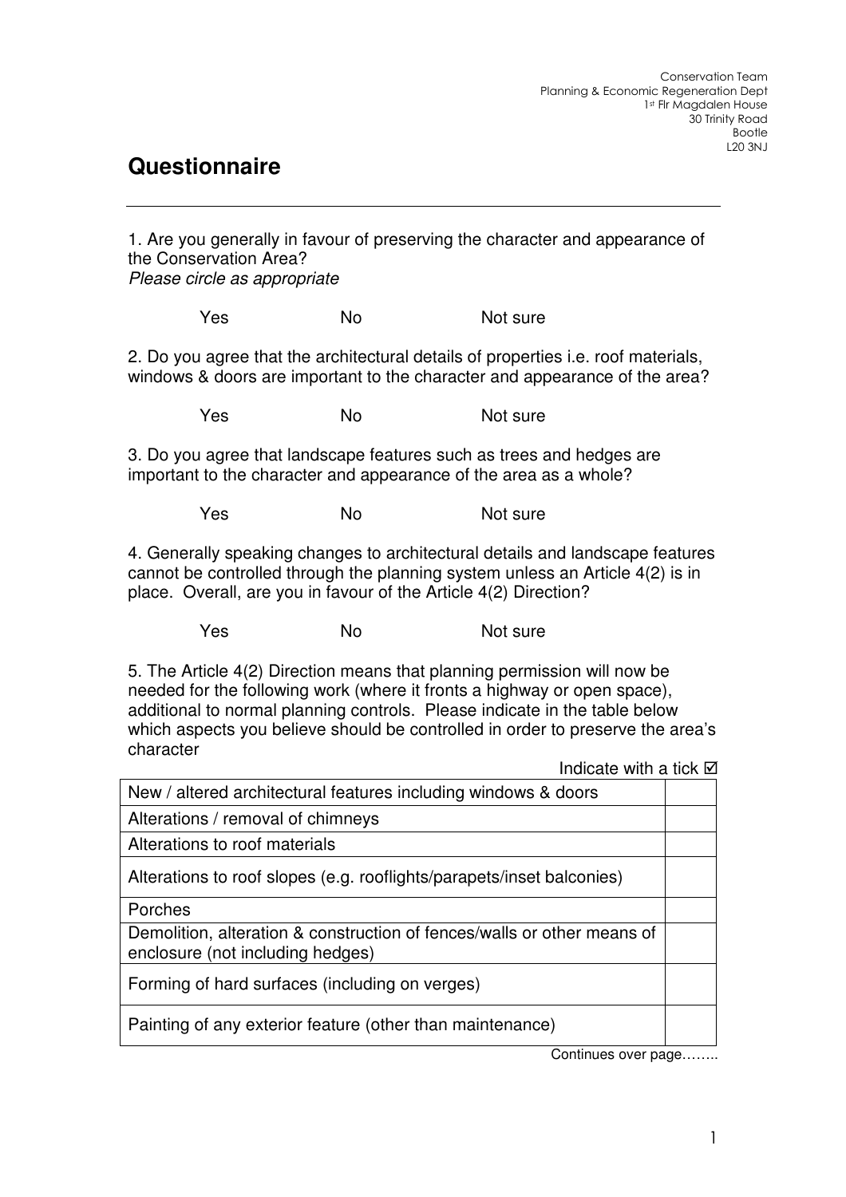Conservation Team
Planning & Economic Regeneration Dept
1st Flr Magdalen House
30 Trinity Road
Bootle
L20 3NJ

# Questionnaire

---

1. Are you generally in favour of preserving the character and appearance of the Conservation Area?
*Please circle as appropriate*

Yes No Not sure

2. Do you agree that the architectural details of properties i.e. roof materials, windows & doors are important to the character and appearance of the area?

Yes No Not sure

3. Do you agree that landscape features such as trees and hedges are important to the character and appearance of the area as a whole?

Yes No Not sure

4. Generally speaking changes to architectural details and landscape features cannot be controlled through the planning system unless an Article 4(2) is in place. Overall, are you in favour of the Article 4(2) Direction?

Yes No Not sure

5. The Article 4(2) Direction means that planning permission will now be needed for the following work (where it fronts a highway or open space), additional to normal planning controls. Please indicate in the table below which aspects you believe should be controlled in order to preserve the area's character

Indicate with a tick ☑

| | |
|---|---|
| New / altered architectural features including windows & doors | |
| Alterations / removal of chimneys | |
| Alterations to roof materials | |
| Alterations to roof slopes (e.g. rooflights/parapets/inset balconies) | |
| Porches | |
| Demolition, alteration & construction of fences/walls or other means of enclosure (not including hedges) | |
| Forming of hard surfaces (including on verges) | |
| Painting of any exterior feature (other than maintenance) | |

Continues over page……..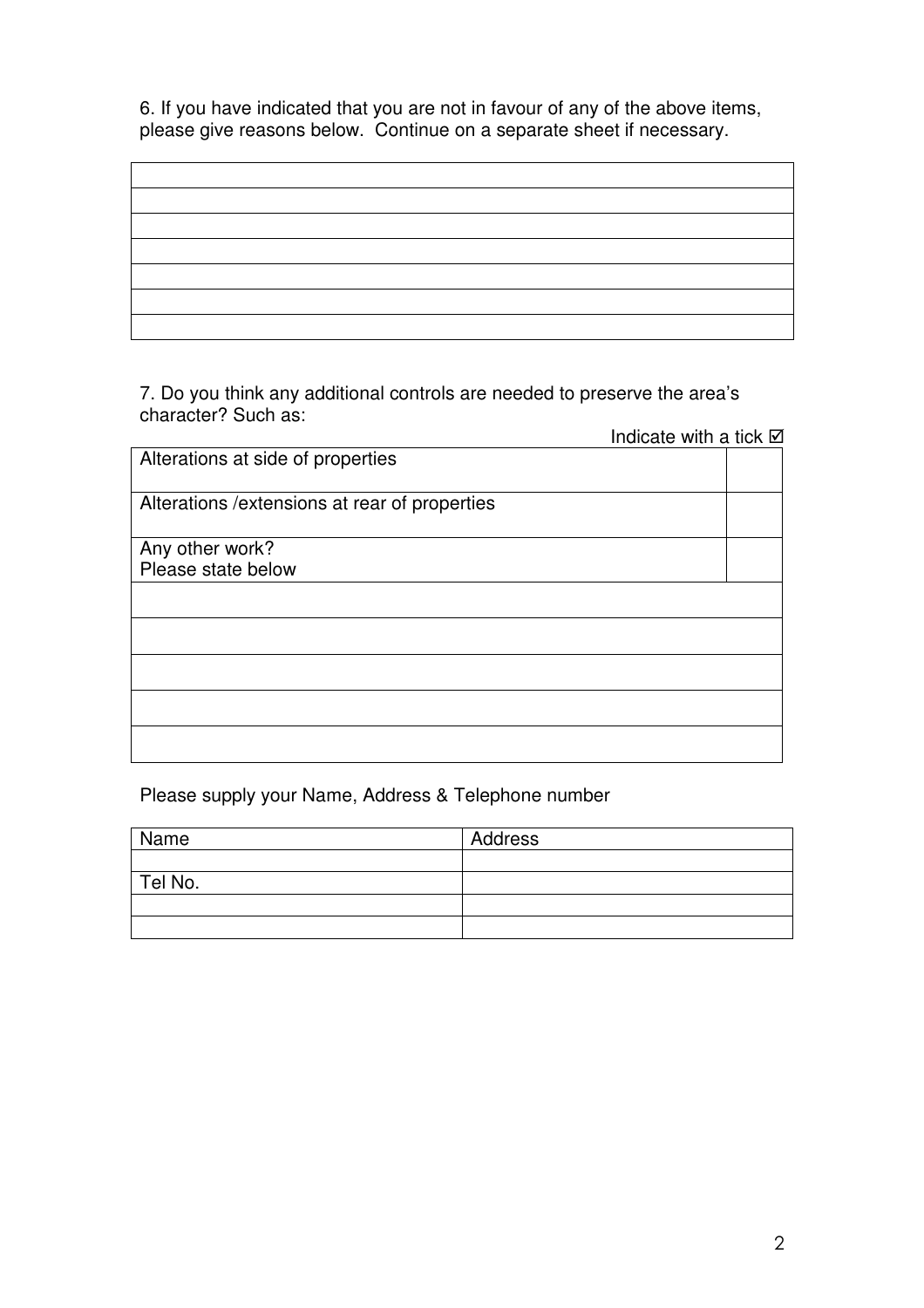6. If you have indicated that you are not in favour of any of the above items, please give reasons below. Continue on a separate sheet if necessary.

| |
|---|
| |
| |
| |
| |
| |
| |
| |

7. Do you think any additional controls are needed to preserve the area's character? Such as:

Indicate with a tick ☑

| | |
|---|---|
| Alterations at side of properties | |
| Alterations /extensions at rear of properties | |
| Any other work?<br>Please state below | |
| | |
| | |
| | |
| | |
| | |

Please supply your Name, Address & Telephone number

| | |
|---|---|
| Name | Address |
| | |
| Tel No. | |
| | |
| | |